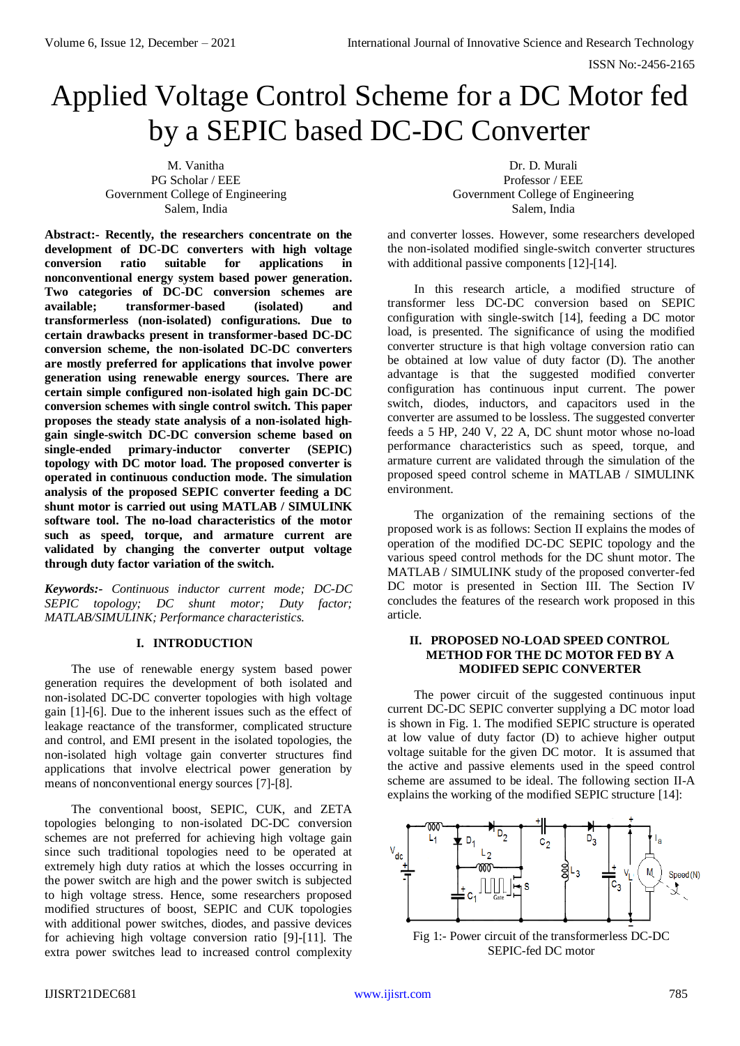# Applied Voltage Control Scheme for a DC Motor fed by a SEPIC based DC-DC Converter

M. Vanitha
PG Scholar / EEE
Government College of Engineering
Salem, India

Dr. D. Murali
Professor / EEE
Government College of Engineering
Salem, India

**Abstract:- Recently, the researchers concentrate on the development of DC-DC converters with high voltage conversion ratio suitable for applications in nonconventional energy system based power generation. Two categories of DC-DC conversion schemes are available; transformer-based (isolated) and transformerless (non-isolated) configurations. Due to certain drawbacks present in transformer-based DC-DC conversion scheme, the non-isolated DC-DC converters are mostly preferred for applications that involve power generation using renewable energy sources. There are certain simple configured non-isolated high gain DC-DC conversion schemes with single control switch. This paper proposes the steady state analysis of a non-isolated high-gain single-switch DC-DC conversion scheme based on single-ended primary-inductor converter (SEPIC) topology with DC motor load. The proposed converter is operated in continuous conduction mode. The simulation analysis of the proposed SEPIC converter feeding a DC shunt motor is carried out using MATLAB / SIMULINK software tool. The no-load characteristics of the motor such as speed, torque, and armature current are validated by changing the converter output voltage through duty factor variation of the switch.**

***Keywords:-** Continuous inductor current mode; DC-DC SEPIC topology; DC shunt motor; Duty factor; MATLAB/SIMULINK; Performance characteristics.*

## I. INTRODUCTION

The use of renewable energy system based power generation requires the development of both isolated and non-isolated DC-DC converter topologies with high voltage gain [1]-[6]. Due to the inherent issues such as the effect of leakage reactance of the transformer, complicated structure and control, and EMI present in the isolated topologies, the non-isolated high voltage gain converter structures find applications that involve electrical power generation by means of nonconventional energy sources [7]-[8].

The conventional boost, SEPIC, CUK, and ZETA topologies belonging to non-isolated DC-DC conversion schemes are not preferred for achieving high voltage gain since such traditional topologies need to be operated at extremely high duty ratios at which the losses occurring in the power switch are high and the power switch is subjected to high voltage stress. Hence, some researchers proposed modified structures of boost, SEPIC and CUK topologies with additional power switches, diodes, and passive devices for achieving high voltage conversion ratio [9]-[11]. The extra power switches lead to increased control complexity and converter losses. However, some researchers developed the non-isolated modified single-switch converter structures with additional passive components [12]-[14].

In this research article, a modified structure of transformer less DC-DC conversion based on SEPIC configuration with single-switch [14], feeding a DC motor load, is presented. The significance of using the modified converter structure is that high voltage conversion ratio can be obtained at low value of duty factor (D). The another advantage is that the suggested modified converter configuration has continuous input current. The power switch, diodes, inductors, and capacitors used in the converter are assumed to be lossless. The suggested converter feeds a 5 HP, 240 V, 22 A, DC shunt motor whose no-load performance characteristics such as speed, torque, and armature current are validated through the simulation of the proposed speed control scheme in MATLAB / SIMULINK environment.

The organization of the remaining sections of the proposed work is as follows: Section II explains the modes of operation of the modified DC-DC SEPIC topology and the various speed control methods for the DC shunt motor. The MATLAB / SIMULINK study of the proposed converter-fed DC motor is presented in Section III. The Section IV concludes the features of the research work proposed in this article.

## II. PROPOSED NO-LOAD SPEED CONTROL METHOD FOR THE DC MOTOR FED BY A MODIFED SEPIC CONVERTER

The power circuit of the suggested continuous input current DC-DC SEPIC converter supplying a DC motor load is shown in Fig. 1. The modified SEPIC structure is operated at low value of duty factor (D) to achieve higher output voltage suitable for the given DC motor. It is assumed that the active and passive elements used in the speed control scheme are assumed to be ideal. The following section II-A explains the working of the modified SEPIC structure [14]:

Fig 1:- Power circuit of the transformerless DC-DC SEPIC-fed DC motor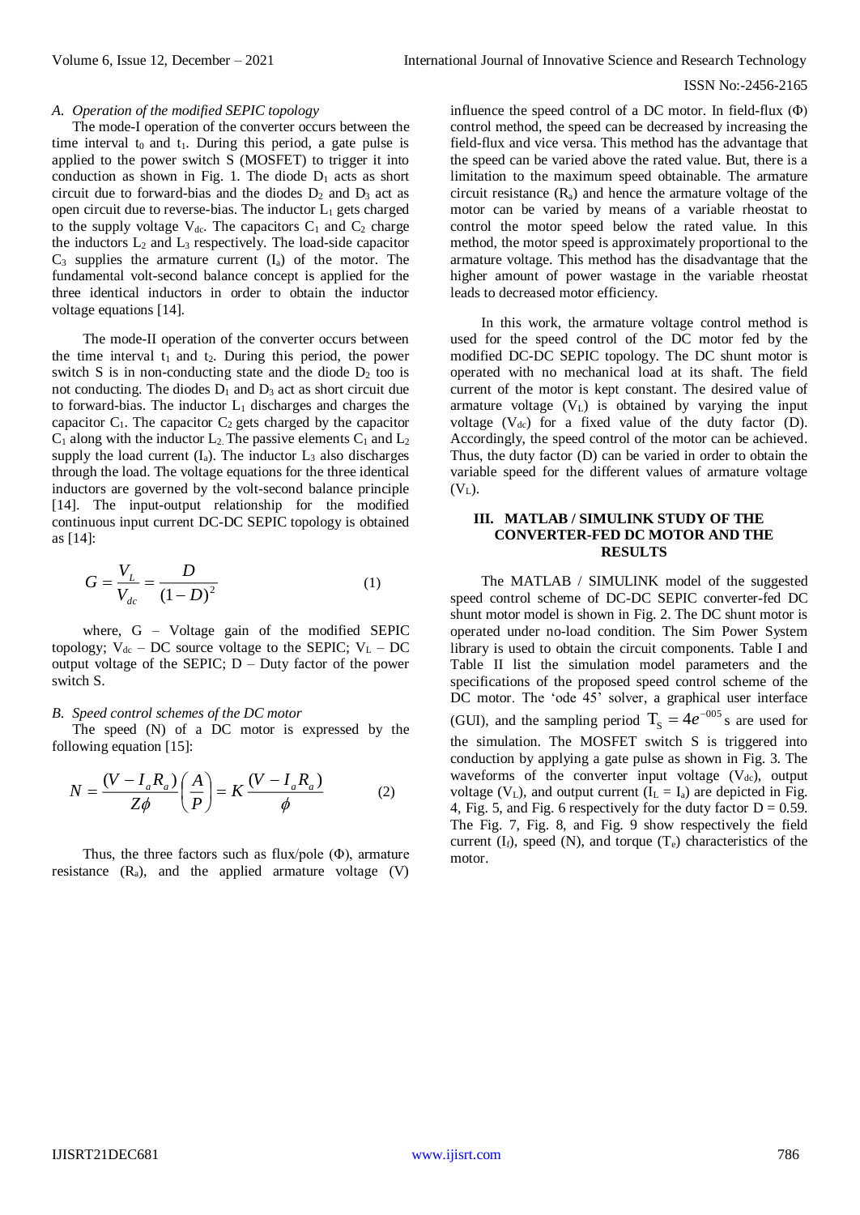### A. Operation of the modified SEPIC topology

The mode-I operation of the converter occurs between the time interval $t_0$ and $t_1$. During this period, a gate pulse is applied to the power switch S (MOSFET) to trigger it into conduction as shown in Fig. 1. The diode $D_1$ acts as short circuit due to forward-bias and the diodes $D_2$ and $D_3$ act as open circuit due to reverse-bias. The inductor $L_1$ gets charged to the supply voltage $V_{dc}$. The capacitors $C_1$ and $C_2$ charge the inductors $L_2$ and $L_3$ respectively. The load-side capacitor $C_3$ supplies the armature current ($I_a$) of the motor. The fundamental volt-second balance concept is applied for the three identical inductors in order to obtain the inductor voltage equations [14].

The mode-II operation of the converter occurs between the time interval $t_1$ and $t_2$. During this period, the power switch S is in non-conducting state and the diode $D_2$ too is not conducting. The diodes $D_1$ and $D_3$ act as short circuit due to forward-bias. The inductor $L_1$ discharges and charges the capacitor $C_1$. The capacitor $C_2$ gets charged by the capacitor $C_1$ along with the inductor $L_2$. The passive elements $C_1$ and $L_2$ supply the load current ($I_a$). The inductor $L_3$ also discharges through the load. The voltage equations for the three identical inductors are governed by the volt-second balance principle [14]. The input-output relationship for the modified continuous input current DC-DC SEPIC topology is obtained as [14]:

$$G = \frac{V_L}{V_{dc}} = \frac{D}{(1-D)^2} \tag{1}$$

where, G – Voltage gain of the modified SEPIC topology; $V_{dc}$ – DC source voltage to the SEPIC; $V_L$ – DC output voltage of the SEPIC; D – Duty factor of the power switch S.

### B. Speed control schemes of the DC motor

The speed (N) of a DC motor is expressed by the following equation [15]:

$$N = \frac{(V - I_a R_a)}{Z\phi}\left(\frac{A}{P}\right) = K\,\frac{(V - I_a R_a)}{\phi} \tag{2}$$

Thus, the three factors such as flux/pole (Φ), armature resistance ($R_a$), and the applied armature voltage (V) influence the speed control of a DC motor. In field-flux (Φ) control method, the speed can be decreased by increasing the field-flux and vice versa. This method has the advantage that the speed can be varied above the rated value. But, there is a limitation to the maximum speed obtainable. The armature circuit resistance ($R_a$) and hence the armature voltage of the motor can be varied by means of a variable rheostat to control the motor speed below the rated value. In this method, the motor speed is approximately proportional to the armature voltage. This method has the disadvantage that the higher amount of power wastage in the variable rheostat leads to decreased motor efficiency.

In this work, the armature voltage control method is used for the speed control of the DC motor fed by the modified DC-DC SEPIC topology. The DC shunt motor is operated with no mechanical load at its shaft. The field current of the motor is kept constant. The desired value of armature voltage ($V_L$) is obtained by varying the input voltage ($V_{dc}$) for a fixed value of the duty factor (D). Accordingly, the speed control of the motor can be achieved. Thus, the duty factor (D) can be varied in order to obtain the variable speed for the different values of armature voltage ($V_L$).

## III. MATLAB / SIMULINK STUDY OF THE CONVERTER-FED DC MOTOR AND THE RESULTS

The MATLAB / SIMULINK model of the suggested speed control scheme of DC-DC SEPIC converter-fed DC shunt motor model is shown in Fig. 2. The DC shunt motor is operated under no-load condition. The Sim Power System library is used to obtain the circuit components. Table I and Table II list the simulation model parameters and the specifications of the proposed speed control scheme of the DC motor. The 'ode 45' solver, a graphical user interface (GUI), and the sampling period $T_S = 4e^{-005}$ s are used for the simulation. The MOSFET switch S is triggered into conduction by applying a gate pulse as shown in Fig. 3. The waveforms of the converter input voltage ($V_{dc}$), output voltage ($V_L$), and output current ($I_L = I_a$) are depicted in Fig. 4, Fig. 5, and Fig. 6 respectively for the duty factor D = 0.59. The Fig. 7, Fig. 8, and Fig. 9 show respectively the field current ($I_f$), speed (N), and torque ($T_e$) characteristics of the motor.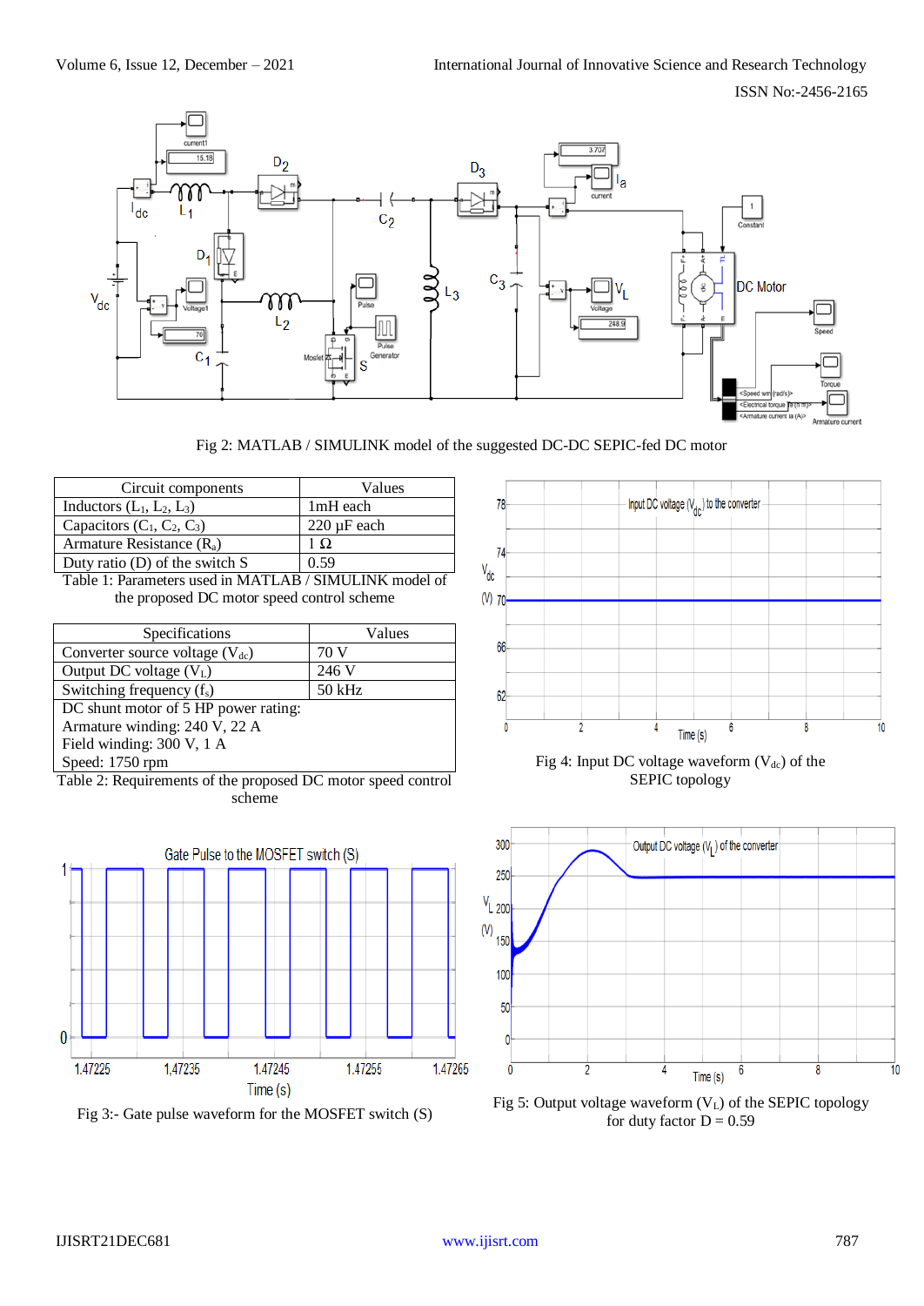Fig 2: MATLAB / SIMULINK model of the suggested DC-DC SEPIC-fed DC motor

| Circuit components | Values |
|---|---|
| Inductors ($L_1$, $L_2$, $L_3$) | 1mH each |
| Capacitors ($C_1$, $C_2$, $C_3$) | 220 μF each |
| Armature Resistance ($R_a$) | 1 Ω |
| Duty ratio (D) of the switch S | 0.59 |

Table 1: Parameters used in MATLAB / SIMULINK model of the proposed DC motor speed control scheme

| Specifications | Values |
|---|---|
| Converter source voltage ($V_{dc}$) | 70 V |
| Output DC voltage ($V_L$) | 246 V |
| Switching frequency ($f_s$) | 50 kHz |
| DC shunt motor of 5 HP power rating: Armature winding: 240 V, 22 A Field winding: 300 V, 1 A Speed: 1750 rpm | |

Table 2: Requirements of the proposed DC motor speed control scheme

Fig 3:- Gate pulse waveform for the MOSFET switch (S)

Fig 4: Input DC voltage waveform ($V_{dc}$) of the SEPIC topology

Fig 5: Output voltage waveform ($V_L$) of the SEPIC topology for duty factor D = 0.59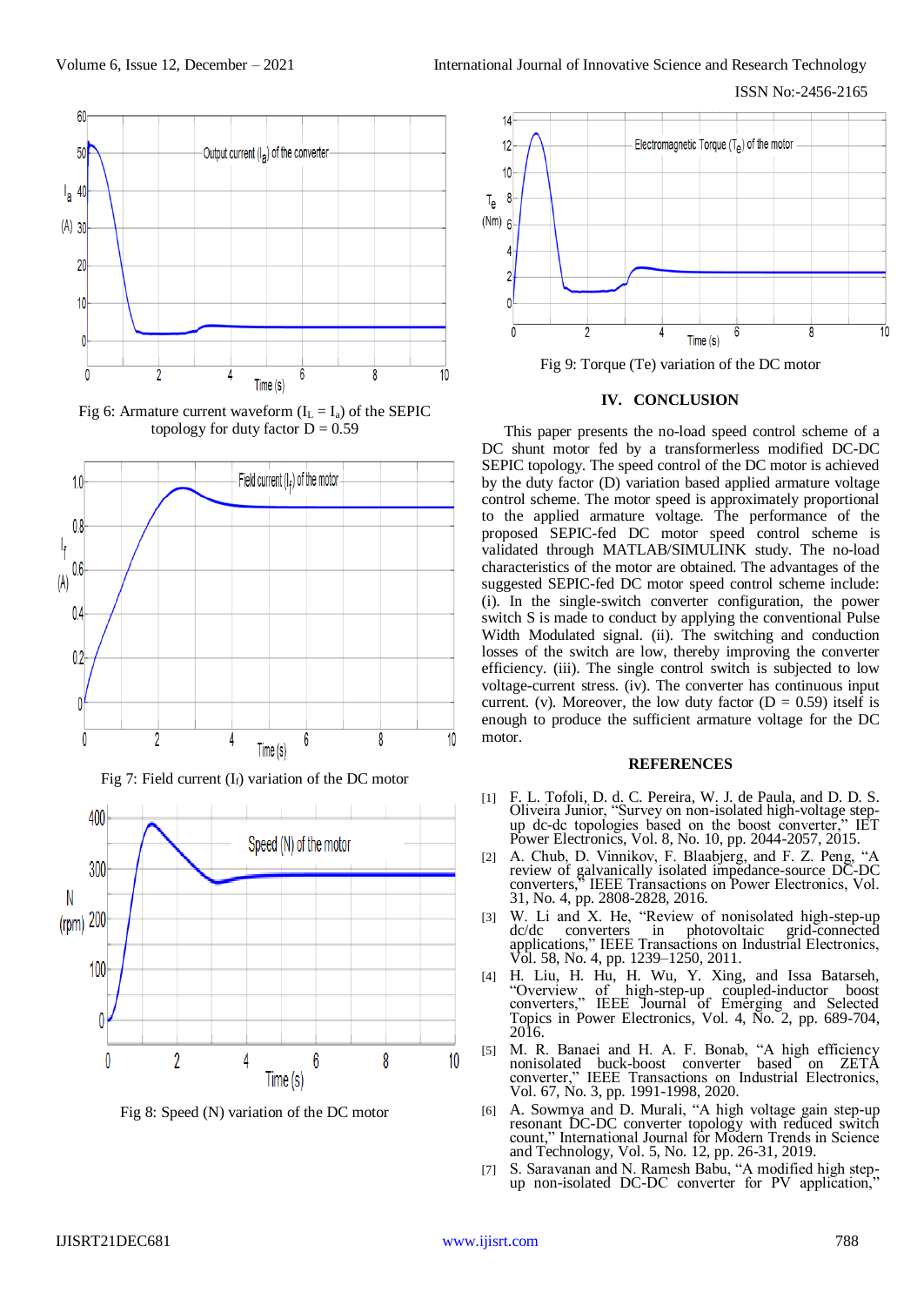Fig 6: Armature current waveform ($I_L = I_a$) of the SEPIC topology for duty factor D = 0.59

Fig 7: Field current ($I_f$) variation of the DC motor

Fig 8: Speed (N) variation of the DC motor

Fig 9: Torque (Te) variation of the DC motor

## IV. CONCLUSION

This paper presents the no-load speed control scheme of a DC shunt motor fed by a transformerless modified DC-DC SEPIC topology. The speed control of the DC motor is achieved by the duty factor (D) variation based applied armature voltage control scheme. The motor speed is approximately proportional to the applied armature voltage. The performance of the proposed SEPIC-fed DC motor speed control scheme is validated through MATLAB/SIMULINK study. The no-load characteristics of the motor are obtained. The advantages of the suggested SEPIC-fed DC motor speed control scheme include: (i). In the single-switch converter configuration, the power switch S is made to conduct by applying the conventional Pulse Width Modulated signal. (ii). The switching and conduction losses of the switch are low, thereby improving the converter efficiency. (iii). The single control switch is subjected to low voltage-current stress. (iv). The converter has continuous input current. (v). Moreover, the low duty factor (D = 0.59) itself is enough to produce the sufficient armature voltage for the DC motor.

## REFERENCES

[1] F. L. Tofoli, D. d. C. Pereira, W. J. de Paula, and D. D. S. Oliveira Junior, "Survey on non-isolated high-voltage step-up dc-dc topologies based on the boost converter," IET Power Electronics, Vol. 8, No. 10, pp. 2044-2057, 2015.

[2] A. Chub, D. Vinnikov, F. Blaabjerg, and F. Z. Peng, "A review of galvanically isolated impedance-source DC-DC converters," IEEE Transactions on Power Electronics, Vol. 31, No. 4, pp. 2808-2828, 2016.

[3] W. Li and X. He, "Review of nonisolated high-step-up dc/dc converters in photovoltaic grid-connected applications," IEEE Transactions on Industrial Electronics, Vol. 58, No. 4, pp. 1239–1250, 2011.

[4] H. Liu, H. Hu, H. Wu, Y. Xing, and Issa Batarseh, "Overview of high-step-up coupled-inductor boost converters," IEEE Journal of Emerging and Selected Topics in Power Electronics, Vol. 4, No. 2, pp. 689-704, 2016.

[5] M. R. Banaei and H. A. F. Bonab, "A high efficiency nonisolated buck-boost converter based on ZETA converter," IEEE Transactions on Industrial Electronics, Vol. 67, No. 3, pp. 1991-1998, 2020.

[6] A. Sowmya and D. Murali, "A high voltage gain step-up resonant DC-DC converter topology with reduced switch count," International Journal for Modern Trends in Science and Technology, Vol. 5, No. 12, pp. 26-31, 2019.

[7] S. Saravanan and N. Ramesh Babu, "A modified high step-up non-isolated DC-DC converter for PV application,"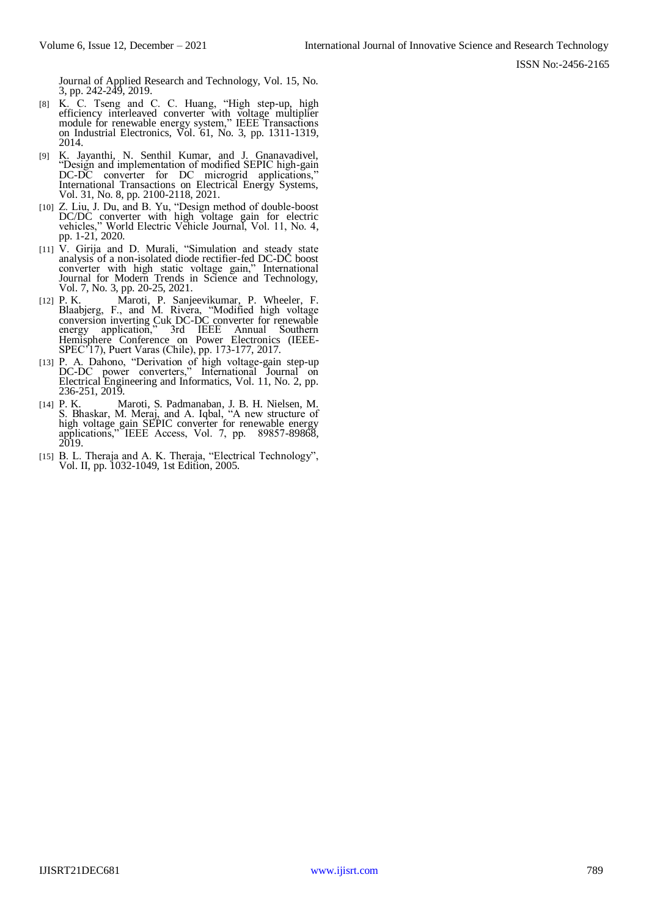Journal of Applied Research and Technology, Vol. 15, No. 3, pp. 242-249, 2019.

[8] K. C. Tseng and C. C. Huang, "High step-up, high efficiency interleaved converter with voltage multiplier module for renewable energy system," IEEE Transactions on Industrial Electronics, Vol. 61, No. 3, pp. 1311-1319, 2014.

[9] K. Jayanthi, N. Senthil Kumar, and J. Gnanavadivel, "Design and implementation of modified SEPIC high-gain DC-DC converter for DC microgrid applications," International Transactions on Electrical Energy Systems, Vol. 31, No. 8, pp. 2100-2118, 2021.

[10] Z. Liu, J. Du, and B. Yu, "Design method of double-boost DC/DC converter with high voltage gain for electric vehicles," World Electric Vehicle Journal, Vol. 11, No. 4, pp. 1-21, 2020.

[11] V. Girija and D. Murali, "Simulation and steady state analysis of a non-isolated diode rectifier-fed DC-DC boost converter with high static voltage gain," International Journal for Modern Trends in Science and Technology, Vol. 7, No. 3, pp. 20-25, 2021.

[12] P. K. Maroti, P. Sanjeevikumar, P. Wheeler, F. Blaabjerg, F., and M. Rivera, "Modified high voltage conversion inverting Cuk DC-DC converter for renewable energy application," 3rd IEEE Annual Southern Hemisphere Conference on Power Electronics (IEEE-SPEC'17), Puert Varas (Chile), pp. 173-177, 2017.

[13] P. A. Dahono, "Derivation of high voltage-gain step-up DC-DC power converters," International Journal on Electrical Engineering and Informatics, Vol. 11, No. 2, pp. 236-251, 2019.

[14] P. K. Maroti, S. Padmanaban, J. B. H. Nielsen, M. S. Bhaskar, M. Meraj, and A. Iqbal, "A new structure of high voltage gain SEPIC converter for renewable energy applications," IEEE Access, Vol. 7, pp. 89857-89868, 2019.

[15] B. L. Theraja and A. K. Theraja, "Electrical Technology", Vol. II, pp. 1032-1049, 1st Edition, 2005.